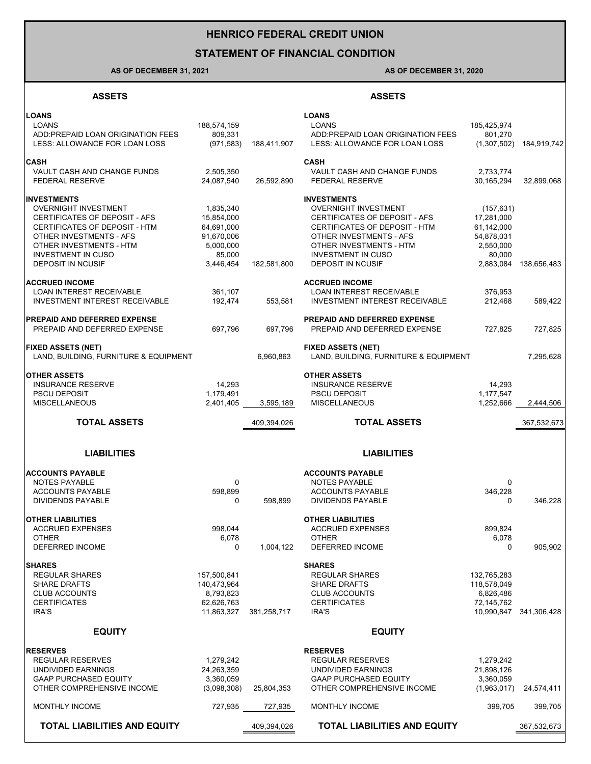# HENRICO FEDERAL CREDIT UNION

## STATEMENT OF FINANCIAL CONDITION

| AS OF DECEMBER 31, 2021 | | | AS OF DECEMBER 31, 2020 | | |
|---|---|---|---|---|---|
| **ASSETS** | | | **ASSETS** | | |
| **LOANS** | | | **LOANS** | | |
| LOANS | 188,574,159 | | LOANS | 185,425,974 | |
| ADD:PREPAID LOAN ORIGINATION FEES | 809,331 | | ADD:PREPAID LOAN ORIGINATION FEES | 801,270 | |
| LESS: ALLOWANCE FOR LOAN LOSS | (971,583) | 188,411,907 | LESS: ALLOWANCE FOR LOAN LOSS | (1,307,502) | 184,919,742 |
| **CASH** | | | **CASH** | | |
| VAULT CASH AND CHANGE FUNDS | 2,505,350 | | VAULT CASH AND CHANGE FUNDS | 2,733,774 | |
| FEDERAL RESERVE | 24,087,540 | 26,592,890 | FEDERAL RESERVE | 30,165,294 | 32,899,068 |
| **INVESTMENTS** | | | **INVESTMENTS** | | |
| OVERNIGHT INVESTMENT | 1,835,340 | | OVERNIGHT INVESTMENT | (157,631) | |
| CERTIFICATES OF DEPOSIT - AFS | 15,854,000 | | CERTIFICATES OF DEPOSIT - AFS | 17,281,000 | |
| CERTIFICATES OF DEPOSIT - HTM | 64,691,000 | | CERTIFICATES OF DEPOSIT - HTM | 61,142,000 | |
| OTHER INVESTMENTS - AFS | 91,670,006 | | OTHER INVESTMENTS - AFS | 54,878,031 | |
| OTHER INVESTMENTS - HTM | 5,000,000 | | OTHER INVESTMENTS - HTM | 2,550,000 | |
| INVESTMENT IN CUSO | 85,000 | | INVESTMENT IN CUSO | 80,000 | |
| DEPOSIT IN NCUSIF | 3,446,454 | 182,581,800 | DEPOSIT IN NCUSIF | 2,883,084 | 138,656,483 |
| **ACCRUED INCOME** | | | **ACCRUED INCOME** | | |
| LOAN INTEREST RECEIVABLE | 361,107 | | LOAN INTEREST RECEIVABLE | 376,953 | |
| INVESTMENT INTEREST RECEIVABLE | 192,474 | 553,581 | INVESTMENT INTEREST RECEIVABLE | 212,468 | 589,422 |
| **PREPAID AND DEFERRED EXPENSE** | | | **PREPAID AND DEFERRED EXPENSE** | | |
| PREPAID AND DEFERRED EXPENSE | 697,796 | 697,796 | PREPAID AND DEFERRED EXPENSE | 727,825 | 727,825 |
| **FIXED ASSETS (NET)** | | | **FIXED ASSETS (NET)** | | |
| LAND, BUILDING, FURNITURE & EQUIPMENT | | 6,960,863 | LAND, BUILDING, FURNITURE & EQUIPMENT | | 7,295,628 |
| **OTHER ASSETS** | | | **OTHER ASSETS** | | |
| INSURANCE RESERVE | 14,293 | | INSURANCE RESERVE | 14,293 | |
| PSCU DEPOSIT | 1,179,491 | | PSCU DEPOSIT | 1,177,547 | |
| MISCELLANEOUS | 2,401,405 | 3,595,189 | MISCELLANEOUS | 1,252,666 | 2,444,506 |
| **TOTAL ASSETS** | | 409,394,026 | **TOTAL ASSETS** | | 367,532,673 |
| **LIABILITIES** | | | **LIABILITIES** | | |
| **ACCOUNTS PAYABLE** | | | **ACCOUNTS PAYABLE** | | |
| NOTES PAYABLE | 0 | | NOTES PAYABLE | 0 | |
| ACCOUNTS PAYABLE | 598,899 | | ACCOUNTS PAYABLE | 346,228 | |
| DIVIDENDS PAYABLE | 0 | 598,899 | DIVIDENDS PAYABLE | 0 | 346,228 |
| **OTHER LIABILITIES** | | | **OTHER LIABILITIES** | | |
| ACCRUED EXPENSES | 998,044 | | ACCRUED EXPENSES | 899,824 | |
| OTHER | 6,078 | | OTHER | 6,078 | |
| DEFERRED INCOME | 0 | 1,004,122 | DEFERRED INCOME | 0 | 905,902 |
| **SHARES** | | | **SHARES** | | |
| REGULAR SHARES | 157,500,841 | | REGULAR SHARES | 132,765,283 | |
| SHARE DRAFTS | 140,473,964 | | SHARE DRAFTS | 118,578,049 | |
| CLUB ACCOUNTS | 8,793,823 | | CLUB ACCOUNTS | 6,826,486 | |
| CERTIFICATES | 62,626,763 | | CERTIFICATES | 72,145,762 | |
| IRA'S | 11,863,327 | 381,258,717 | IRA'S | 10,990,847 | 341,306,428 |
| **EQUITY** | | | **EQUITY** | | |
| **RESERVES** | | | **RESERVES** | | |
| REGULAR RESERVES | 1,279,242 | | REGULAR RESERVES | 1,279,242 | |
| UNDIVIDED EARNINGS | 24,263,359 | | UNDIVIDED EARNINGS | 21,898,126 | |
| GAAP PURCHASED EQUITY | 3,360,059 | | GAAP PURCHASED EQUITY | 3,360,059 | |
| OTHER COMPREHENSIVE INCOME | (3,098,308) | 25,804,353 | OTHER COMPREHENSIVE INCOME | (1,963,017) | 24,574,411 |
| MONTHLY INCOME | 727,935 | 727,935 | MONTHLY INCOME | 399,705 | 399,705 |
| **TOTAL LIABILITIES AND EQUITY** | | 409,394,026 | **TOTAL LIABILITIES AND EQUITY** | | 367,532,673 |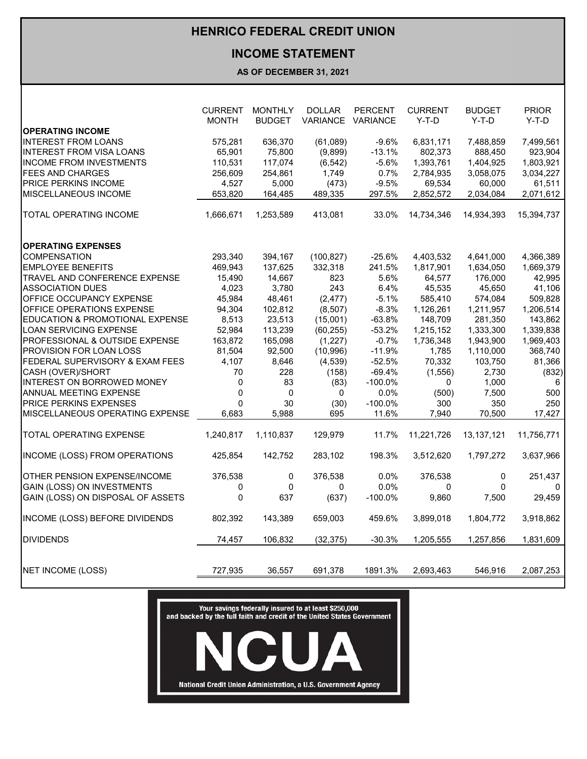# HENRICO FEDERAL CREDIT UNION

## INCOME STATEMENT

**AS OF DECEMBER 31, 2021**

| | CURRENT MONTH | MONTHLY BUDGET | DOLLAR VARIANCE | PERCENT VARIANCE | CURRENT Y-T-D | BUDGET Y-T-D | PRIOR Y-T-D |
|---|---|---|---|---|---|---|---|
| **OPERATING INCOME** | | | | | | | |
| INTEREST FROM LOANS | 575,281 | 636,370 | (61,089) | -9.6% | 6,831,171 | 7,488,859 | 7,499,561 |
| INTEREST FROM VISA LOANS | 65,901 | 75,800 | (9,899) | -13.1% | 802,373 | 888,450 | 923,904 |
| INCOME FROM INVESTMENTS | 110,531 | 117,074 | (6,542) | -5.6% | 1,393,761 | 1,404,925 | 1,803,921 |
| FEES AND CHARGES | 256,609 | 254,861 | 1,749 | 0.7% | 2,784,935 | 3,058,075 | 3,034,227 |
| PRICE PERKINS INCOME | 4,527 | 5,000 | (473) | -9.5% | 69,534 | 60,000 | 61,511 |
| MISCELLANEOUS INCOME | 653,820 | 164,485 | 489,335 | 297.5% | 2,852,572 | 2,034,084 | 2,071,612 |
| TOTAL OPERATING INCOME | 1,666,671 | 1,253,589 | 413,081 | 33.0% | 14,734,346 | 14,934,393 | 15,394,737 |
| **OPERATING EXPENSES** | | | | | | | |
| COMPENSATION | 293,340 | 394,167 | (100,827) | -25.6% | 4,403,532 | 4,641,000 | 4,366,389 |
| EMPLOYEE BENEFITS | 469,943 | 137,625 | 332,318 | 241.5% | 1,817,901 | 1,634,050 | 1,669,379 |
| TRAVEL AND CONFERENCE EXPENSE | 15,490 | 14,667 | 823 | 5.6% | 64,577 | 176,000 | 42,995 |
| ASSOCIATION DUES | 4,023 | 3,780 | 243 | 6.4% | 45,535 | 45,650 | 41,106 |
| OFFICE OCCUPANCY EXPENSE | 45,984 | 48,461 | (2,477) | -5.1% | 585,410 | 574,084 | 509,828 |
| OFFICE OPERATIONS EXPENSE | 94,304 | 102,812 | (8,507) | -8.3% | 1,126,261 | 1,211,957 | 1,206,514 |
| EDUCATION & PROMOTIONAL EXPENSE | 8,513 | 23,513 | (15,001) | -63.8% | 148,709 | 281,350 | 143,862 |
| LOAN SERVICING EXPENSE | 52,984 | 113,239 | (60,255) | -53.2% | 1,215,152 | 1,333,300 | 1,339,838 |
| PROFESSIONAL & OUTSIDE EXPENSE | 163,872 | 165,098 | (1,227) | -0.7% | 1,736,348 | 1,943,900 | 1,969,403 |
| PROVISION FOR LOAN LOSS | 81,504 | 92,500 | (10,996) | -11.9% | 1,785 | 1,110,000 | 368,740 |
| FEDERAL SUPERVISORY & EXAM FEES | 4,107 | 8,646 | (4,539) | -52.5% | 70,332 | 103,750 | 81,366 |
| CASH (OVER)/SHORT | 70 | 228 | (158) | -69.4% | (1,556) | 2,730 | (832) |
| INTEREST ON BORROWED MONEY | 0 | 83 | (83) | -100.0% | 0 | 1,000 | 6 |
| ANNUAL MEETING EXPENSE | 0 | 0 | 0 | 0.0% | (500) | 7,500 | 500 |
| PRICE PERKINS EXPENSES | 0 | 30 | (30) | -100.0% | 300 | 350 | 250 |
| MISCELLANEOUS OPERATING EXPENSE | 6,683 | 5,988 | 695 | 11.6% | 7,940 | 70,500 | 17,427 |
| TOTAL OPERATING EXPENSE | 1,240,817 | 1,110,837 | 129,979 | 11.7% | 11,221,726 | 13,137,121 | 11,756,771 |
| INCOME (LOSS) FROM OPERATIONS | 425,854 | 142,752 | 283,102 | 198.3% | 3,512,620 | 1,797,272 | 3,637,966 |
| OTHER PENSION EXPENSE/INCOME | 376,538 | 0 | 376,538 | 0.0% | 376,538 | 0 | 251,437 |
| GAIN (LOSS) ON INVESTMENTS | 0 | 0 | 0 | 0.0% | 0 | 0 | 0 |
| GAIN (LOSS) ON DISPOSAL OF ASSETS | 0 | 637 | (637) | -100.0% | 9,860 | 7,500 | 29,459 |
| INCOME (LOSS) BEFORE DIVIDENDS | 802,392 | 143,389 | 659,003 | 459.6% | 3,899,018 | 1,804,772 | 3,918,862 |
| DIVIDENDS | 74,457 | 106,832 | (32,375) | -30.3% | 1,205,555 | 1,257,856 | 1,831,609 |
| NET INCOME (LOSS) | 727,935 | 36,557 | 691,378 | 1891.3% | 2,693,463 | 546,916 | 2,087,253 |

Your savings federally insured to at least $250,000
and backed by the full faith and credit of the United States Government

NCUA

National Credit Union Administration, a U.S. Government Agency